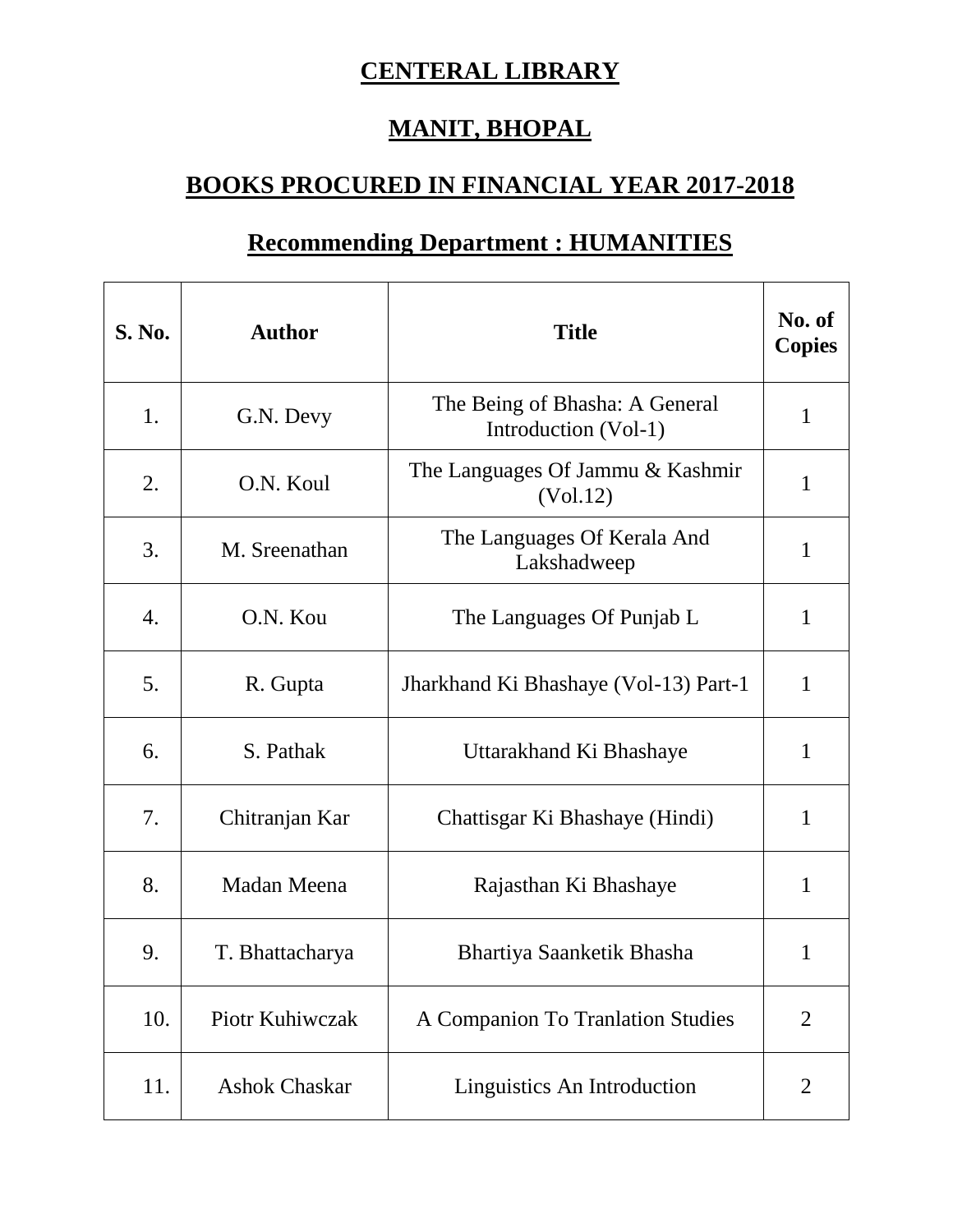# CENTERAL LIBRARY

# MANIT, BHOPAL

## BOOKS PROCURED IN FINANCIAL YEAR 2017-2018

## Recommending Department : HUMANITIES

| S. No. | Author | Title | No. of Copies |
|---|---|---|---|
| 1. | G.N. Devy | The Being of Bhasha: A General Introduction (Vol-1) | 1 |
| 2. | O.N. Koul | The Languages Of Jammu & Kashmir (Vol.12) | 1 |
| 3. | M. Sreenathan | The Languages Of Kerala And Lakshadweep | 1 |
| 4. | O.N. Kou | The Languages Of Punjab L | 1 |
| 5. | R. Gupta | Jharkhand Ki Bhashaye (Vol-13) Part-1 | 1 |
| 6. | S. Pathak | Uttarakhand Ki Bhashaye | 1 |
| 7. | Chitranjan Kar | Chattisgar Ki Bhashaye (Hindi) | 1 |
| 8. | Madan Meena | Rajasthan Ki Bhashaye | 1 |
| 9. | T. Bhattacharya | Bhartiya Saanketik Bhasha | 1 |
| 10. | Piotr Kuhiwczak | A Companion To Tranlation Studies | 2 |
| 11. | Ashok Chaskar | Linguistics An Introduction | 2 |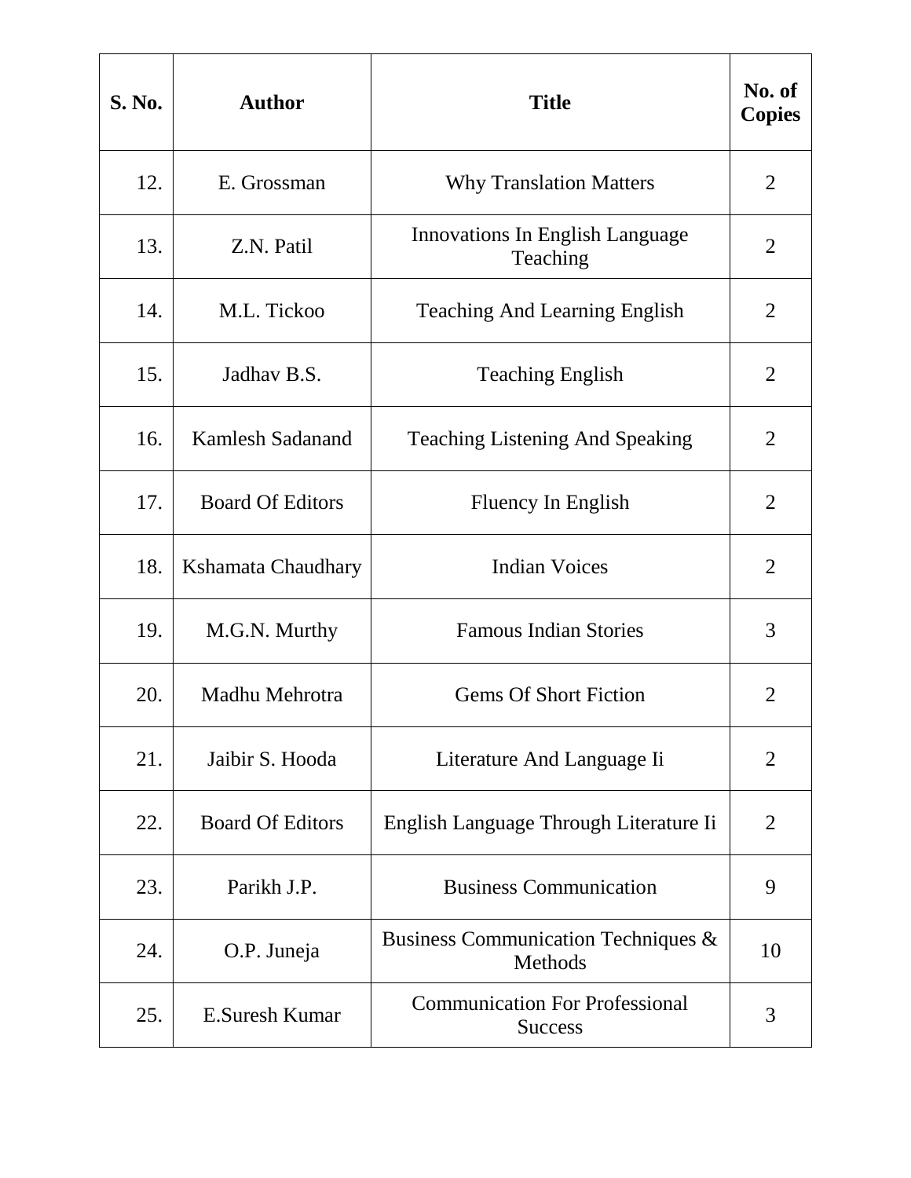| S. No. | Author | Title | No. of Copies |
|---|---|---|---|
| 12. | E. Grossman | Why Translation Matters | 2 |
| 13. | Z.N. Patil | Innovations In English Language Teaching | 2 |
| 14. | M.L. Tickoo | Teaching And Learning English | 2 |
| 15. | Jadhav B.S. | Teaching English | 2 |
| 16. | Kamlesh Sadanand | Teaching Listening And Speaking | 2 |
| 17. | Board Of Editors | Fluency In English | 2 |
| 18. | Kshamata Chaudhary | Indian Voices | 2 |
| 19. | M.G.N. Murthy | Famous Indian Stories | 3 |
| 20. | Madhu Mehrotra | Gems Of Short Fiction | 2 |
| 21. | Jaibir S. Hooda | Literature And Language Ii | 2 |
| 22. | Board Of Editors | English Language Through Literature Ii | 2 |
| 23. | Parikh J.P. | Business Communication | 9 |
| 24. | O.P. Juneja | Business Communication Techniques & Methods | 10 |
| 25. | E.Suresh Kumar | Communication For Professional Success | 3 |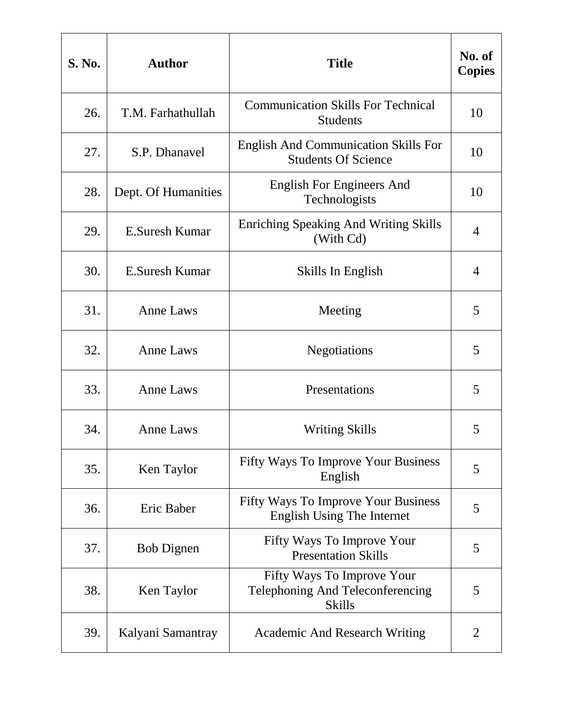| S. No. | Author | Title | No. of Copies |
|---|---|---|---|
| 26. | T.M. Farhathullah | Communication Skills For Technical Students | 10 |
| 27. | S.P. Dhanavel | English And Communication Skills For Students Of Science | 10 |
| 28. | Dept. Of Humanities | English For Engineers And Technologists | 10 |
| 29. | E.Suresh Kumar | Enriching Speaking And Writing Skills (With Cd) | 4 |
| 30. | E.Suresh Kumar | Skills In English | 4 |
| 31. | Anne Laws | Meeting | 5 |
| 32. | Anne Laws | Negotiations | 5 |
| 33. | Anne Laws | Presentations | 5 |
| 34. | Anne Laws | Writing Skills | 5 |
| 35. | Ken Taylor | Fifty Ways To Improve Your Business English | 5 |
| 36. | Eric Baber | Fifty Ways To Improve Your Business English Using The Internet | 5 |
| 37. | Bob Dignen | Fifty Ways To Improve Your Presentation Skills | 5 |
| 38. | Ken Taylor | Fifty Ways To Improve Your Telephoning And Teleconferencing Skills | 5 |
| 39. | Kalyani Samantray | Academic And Research Writing | 2 |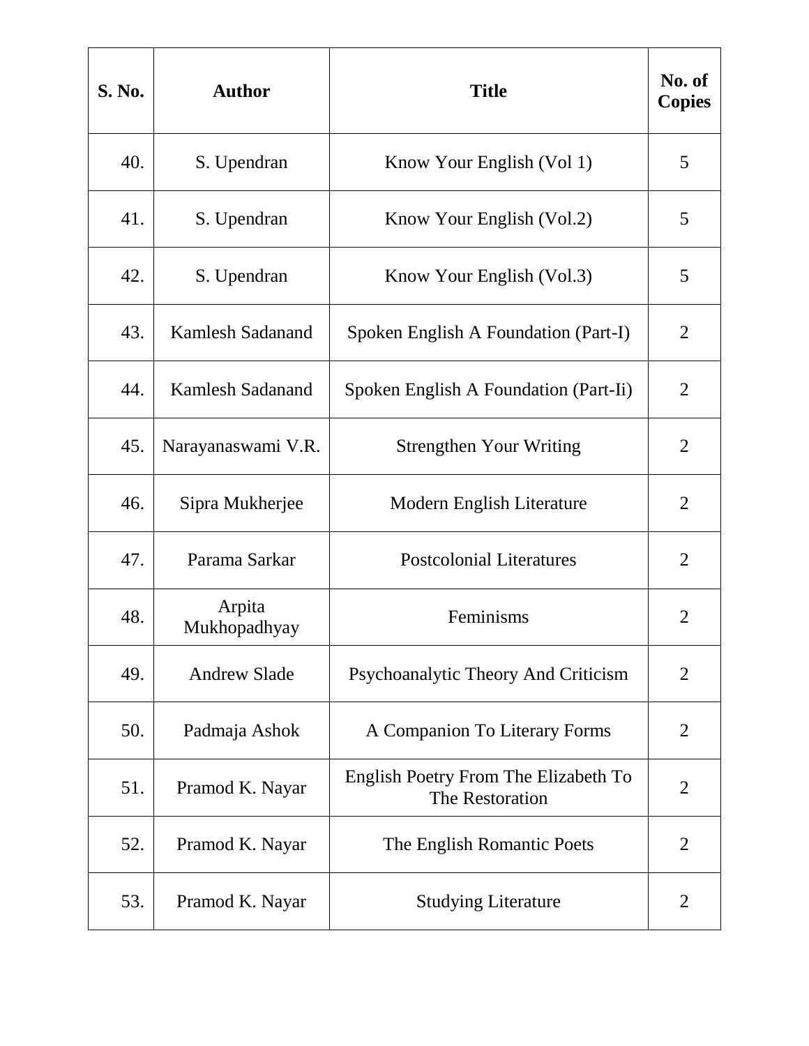| S. No. | Author | Title | No. of Copies |
|---|---|---|---|
| 40. | S. Upendran | Know Your English (Vol 1) | 5 |
| 41. | S. Upendran | Know Your English (Vol.2) | 5 |
| 42. | S. Upendran | Know Your English (Vol.3) | 5 |
| 43. | Kamlesh Sadanand | Spoken English A Foundation (Part-I) | 2 |
| 44. | Kamlesh Sadanand | Spoken English A Foundation (Part-Ii) | 2 |
| 45. | Narayanaswami V.R. | Strengthen Your Writing | 2 |
| 46. | Sipra Mukherjee | Modern English Literature | 2 |
| 47. | Parama Sarkar | Postcolonial Literatures | 2 |
| 48. | Arpita Mukhopadhyay | Feminisms | 2 |
| 49. | Andrew Slade | Psychoanalytic Theory And Criticism | 2 |
| 50. | Padmaja Ashok | A Companion To Literary Forms | 2 |
| 51. | Pramod K. Nayar | English Poetry From The Elizabeth To The Restoration | 2 |
| 52. | Pramod K. Nayar | The English Romantic Poets | 2 |
| 53. | Pramod K. Nayar | Studying Literature | 2 |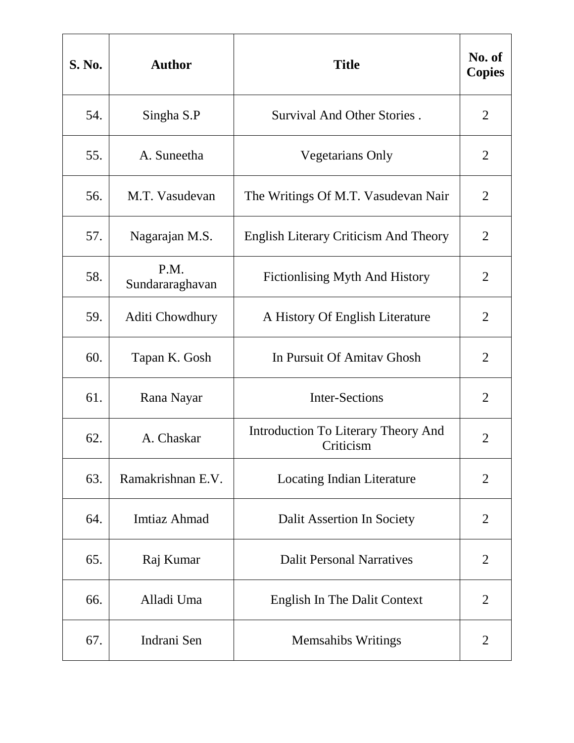| S. No. | Author | Title | No. of Copies |
|---|---|---|---|
| 54. | Singha S.P | Survival And Other Stories . | 2 |
| 55. | A. Suneetha | Vegetarians Only | 2 |
| 56. | M.T. Vasudevan | The Writings Of M.T. Vasudevan Nair | 2 |
| 57. | Nagarajan M.S. | English Literary Criticism And Theory | 2 |
| 58. | P.M. Sundararaghavan | Fictionlising Myth And History | 2 |
| 59. | Aditi Chowdhury | A History Of English Literature | 2 |
| 60. | Tapan K. Gosh | In Pursuit Of Amitav Ghosh | 2 |
| 61. | Rana Nayar | Inter-Sections | 2 |
| 62. | A. Chaskar | Introduction To Literary Theory And Criticism | 2 |
| 63. | Ramakrishnan E.V. | Locating Indian Literature | 2 |
| 64. | Imtiaz Ahmad | Dalit Assertion In Society | 2 |
| 65. | Raj Kumar | Dalit Personal Narratives | 2 |
| 66. | Alladi Uma | English In The Dalit Context | 2 |
| 67. | Indrani Sen | Memsahibs Writings | 2 |